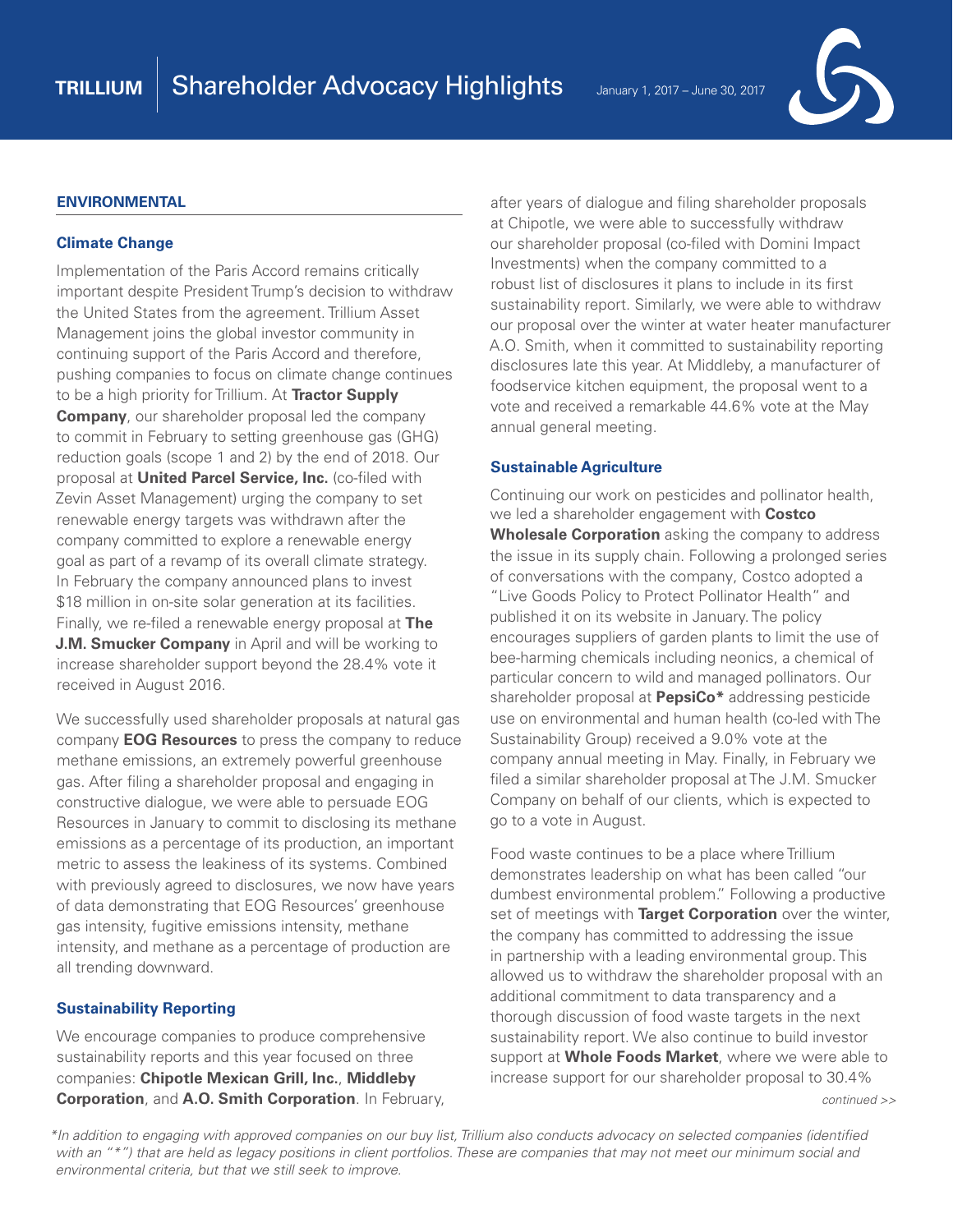# TRILLIUM | Shareholder Advocacy Highlights

January 1, 2017 – June 30, 2017

## ENVIRONMENTAL

### Climate Change

Implementation of the Paris Accord remains critically important despite President Trump's decision to withdraw the United States from the agreement. Trillium Asset Management joins the global investor community in continuing support of the Paris Accord and therefore, pushing companies to focus on climate change continues to be a high priority for Trillium. At **Tractor Supply Company**, our shareholder proposal led the company to commit in February to setting greenhouse gas (GHG) reduction goals (scope 1 and 2) by the end of 2018. Our proposal at **United Parcel Service, Inc.** (co-filed with Zevin Asset Management) urging the company to set renewable energy targets was withdrawn after the company committed to explore a renewable energy goal as part of a revamp of its overall climate strategy. In February the company announced plans to invest $18 million in on-site solar generation at its facilities. Finally, we re-filed a renewable energy proposal at **The J.M. Smucker Company** in April and will be working to increase shareholder support beyond the 28.4% vote it received in August 2016.

We successfully used shareholder proposals at natural gas company **EOG Resources** to press the company to reduce methane emissions, an extremely powerful greenhouse gas. After filing a shareholder proposal and engaging in constructive dialogue, we were able to persuade EOG Resources in January to commit to disclosing its methane emissions as a percentage of its production, an important metric to assess the leakiness of its systems. Combined with previously agreed to disclosures, we now have years of data demonstrating that EOG Resources' greenhouse gas intensity, fugitive emissions intensity, methane intensity, and methane as a percentage of production are all trending downward.

### Sustainability Reporting

We encourage companies to produce comprehensive sustainability reports and this year focused on three companies: **Chipotle Mexican Grill, Inc.**, **Middleby Corporation**, and **A.O. Smith Corporation**. In February, after years of dialogue and filing shareholder proposals at Chipotle, we were able to successfully withdraw our shareholder proposal (co-filed with Domini Impact Investments) when the company committed to a robust list of disclosures it plans to include in its first sustainability report. Similarly, we were able to withdraw our proposal over the winter at water heater manufacturer A.O. Smith, when it committed to sustainability reporting disclosures late this year. At Middleby, a manufacturer of foodservice kitchen equipment, the proposal went to a vote and received a remarkable 44.6% vote at the May annual general meeting.

### Sustainable Agriculture

Continuing our work on pesticides and pollinator health, we led a shareholder engagement with **Costco Wholesale Corporation** asking the company to address the issue in its supply chain. Following a prolonged series of conversations with the company, Costco adopted a "Live Goods Policy to Protect Pollinator Health" and published it on its website in January. The policy encourages suppliers of garden plants to limit the use of bee-harming chemicals including neonics, a chemical of particular concern to wild and managed pollinators. Our shareholder proposal at **PepsiCo*** addressing pesticide use on environmental and human health (co-led with The Sustainability Group) received a 9.0% vote at the company annual meeting in May. Finally, in February we filed a similar shareholder proposal at The J.M. Smucker Company on behalf of our clients, which is expected to go to a vote in August.

Food waste continues to be a place where Trillium demonstrates leadership on what has been called "our dumbest environmental problem." Following a productive set of meetings with **Target Corporation** over the winter, the company has committed to addressing the issue in partnership with a leading environmental group. This allowed us to withdraw the shareholder proposal with an additional commitment to data transparency and a thorough discussion of food waste targets in the next sustainability report. We also continue to build investor support at **Whole Foods Market**, where we were able to increase support for our shareholder proposal to 30.4%

*continued >>*

**In addition to engaging with approved companies on our buy list, Trillium also conducts advocacy on selected companies (identified with an "*") that are held as legacy positions in client portfolios. These are companies that may not meet our minimum social and environmental criteria, but that we still seek to improve.*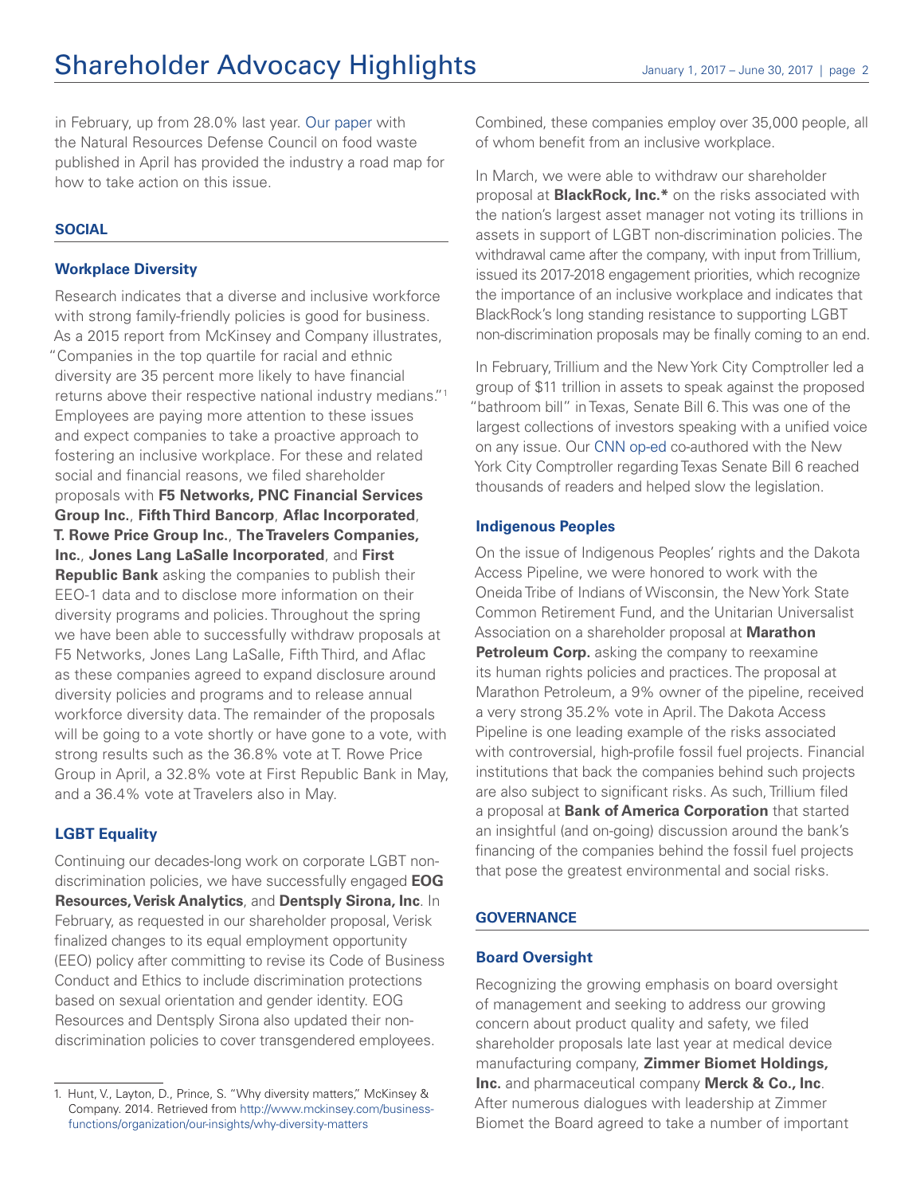in February, up from 28.0% last year. Our paper with the Natural Resources Defense Council on food waste published in April has provided the industry a road map for how to take action on this issue.

## SOCIAL

### Workplace Diversity

Research indicates that a diverse and inclusive workforce with strong family-friendly policies is good for business. As a 2015 report from McKinsey and Company illustrates, "Companies in the top quartile for racial and ethnic diversity are 35 percent more likely to have financial returns above their respective national industry medians."[1] Employees are paying more attention to these issues and expect companies to take a proactive approach to fostering an inclusive workplace. For these and related social and financial reasons, we filed shareholder proposals with **F5 Networks, PNC Financial Services Group Inc.**, **Fifth Third Bancorp**, **Aflac Incorporated**, **T. Rowe Price Group Inc.**, **The Travelers Companies, Inc.**, **Jones Lang LaSalle Incorporated**, and **First Republic Bank** asking the companies to publish their EEO-1 data and to disclose more information on their diversity programs and policies. Throughout the spring we have been able to successfully withdraw proposals at F5 Networks, Jones Lang LaSalle, Fifth Third, and Aflac as these companies agreed to expand disclosure around diversity policies and programs and to release annual workforce diversity data. The remainder of the proposals will be going to a vote shortly or have gone to a vote, with strong results such as the 36.8% vote at T. Rowe Price Group in April, a 32.8% vote at First Republic Bank in May, and a 36.4% vote at Travelers also in May.

### LGBT Equality

Continuing our decades-long work on corporate LGBT non-discrimination policies, we have successfully engaged **EOG Resources, Verisk Analytics**, and **Dentsply Sirona, Inc**. In February, as requested in our shareholder proposal, Verisk finalized changes to its equal employment opportunity (EEO) policy after committing to revise its Code of Business Conduct and Ethics to include discrimination protections based on sexual orientation and gender identity. EOG Resources and Dentsply Sirona also updated their non-discrimination policies to cover transgendered employees. Combined, these companies employ over 35,000 people, all of whom benefit from an inclusive workplace.

In March, we were able to withdraw our shareholder proposal at **BlackRock, Inc.*** on the risks associated with the nation's largest asset manager not voting its trillions in assets in support of LGBT non-discrimination policies. The withdrawal came after the company, with input from Trillium, issued its 2017-2018 engagement priorities, which recognize the importance of an inclusive workplace and indicates that BlackRock's long standing resistance to supporting LGBT non-discrimination proposals may be finally coming to an end.

In February, Trillium and the New York City Comptroller led a group of $11 trillion in assets to speak against the proposed "bathroom bill" in Texas, Senate Bill 6. This was one of the largest collections of investors speaking with a unified voice on any issue. Our CNN op-ed co-authored with the New York City Comptroller regarding Texas Senate Bill 6 reached thousands of readers and helped slow the legislation.

### Indigenous Peoples

On the issue of Indigenous Peoples' rights and the Dakota Access Pipeline, we were honored to work with the Oneida Tribe of Indians of Wisconsin, the New York State Common Retirement Fund, and the Unitarian Universalist Association on a shareholder proposal at **Marathon Petroleum Corp.** asking the company to reexamine its human rights policies and practices. The proposal at Marathon Petroleum, a 9% owner of the pipeline, received a very strong 35.2% vote in April. The Dakota Access Pipeline is one leading example of the risks associated with controversial, high-profile fossil fuel projects. Financial institutions that back the companies behind such projects are also subject to significant risks. As such, Trillium filed a proposal at **Bank of America Corporation** that started an insightful (and on-going) discussion around the bank's financing of the companies behind the fossil fuel projects that pose the greatest environmental and social risks.

## GOVERNANCE

### Board Oversight

Recognizing the growing emphasis on board oversight of management and seeking to address our growing concern about product quality and safety, we filed shareholder proposals late last year at medical device manufacturing company, **Zimmer Biomet Holdings, Inc.** and pharmaceutical company **Merck & Co., Inc**. After numerous dialogues with leadership at Zimmer Biomet the Board agreed to take a number of important

---

1. Hunt, V., Layton, D., Prince, S. "Why diversity matters," McKinsey & Company. 2014. Retrieved from http://www.mckinsey.com/business-functions/organization/our-insights/why-diversity-matters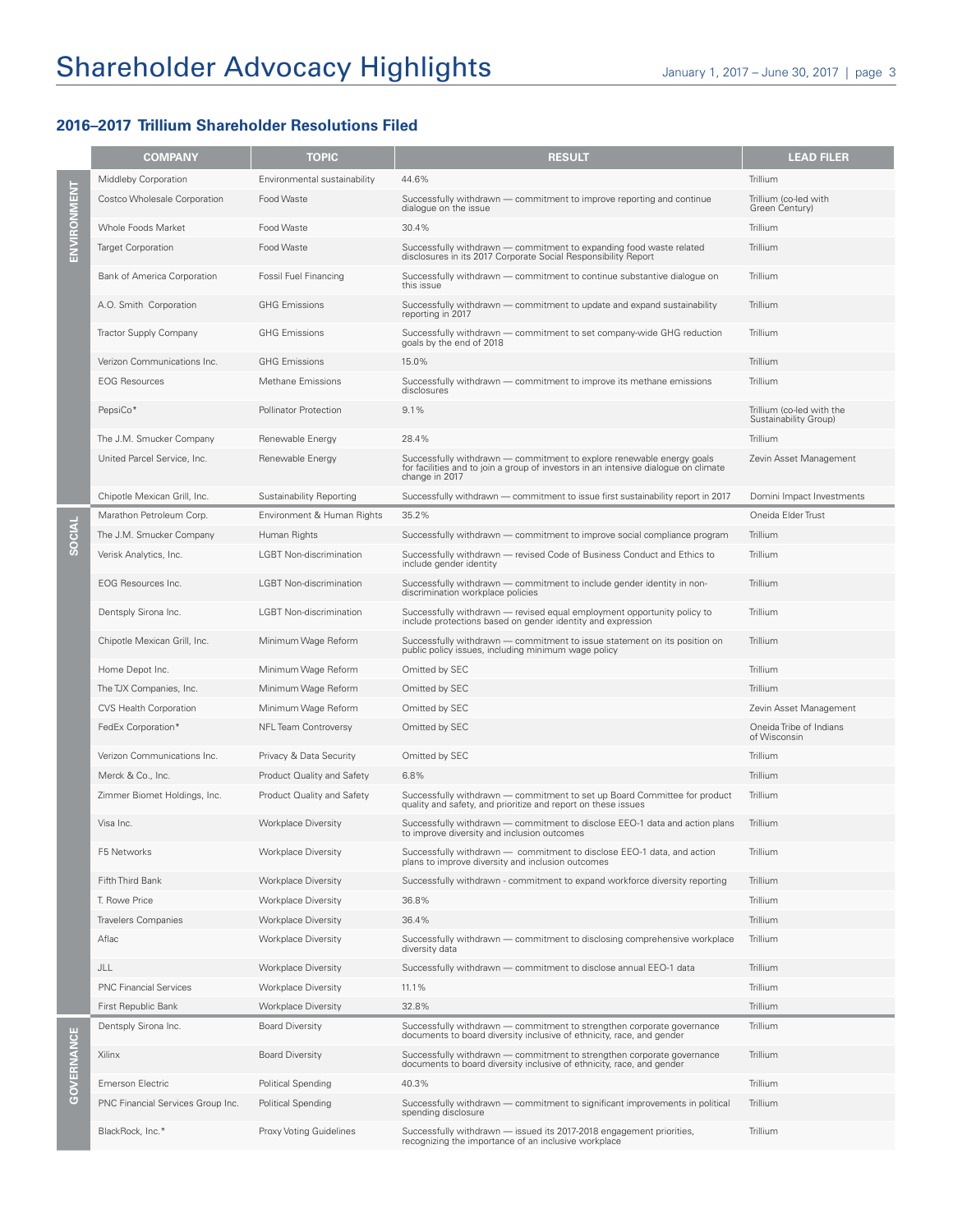## 2016–2017 Trillium Shareholder Resolutions Filed

| | COMPANY | TOPIC | RESULT | LEAD FILER |
|---|---|---|---|---|
| ENVIRONMENT | Middleby Corporation | Environmental sustainability | 44.6% | Trillium |
| | Costco Wholesale Corporation | Food Waste | Successfully withdrawn — commitment to improve reporting and continue dialogue on the issue | Trillium (co-led with Green Century) |
| | Whole Foods Market | Food Waste | 30.4% | Trillium |
| | Target Corporation | Food Waste | Successfully withdrawn — commitment to expanding food waste related disclosures in its 2017 Corporate Social Responsibility Report | Trillium |
| | Bank of America Corporation | Fossil Fuel Financing | Successfully withdrawn — commitment to continue substantive dialogue on this issue | Trillium |
| | A.O. Smith Corporation | GHG Emissions | Successfully withdrawn — commitment to update and expand sustainability reporting in 2017 | Trillium |
| | Tractor Supply Company | GHG Emissions | Successfully withdrawn — commitment to set company-wide GHG reduction goals by the end of 2018 | Trillium |
| | Verizon Communications Inc. | GHG Emissions | 15.0% | Trillium |
| | EOG Resources | Methane Emissions | Successfully withdrawn — commitment to improve its methane emissions disclosures | Trillium |
| | PepsiCo* | Pollinator Protection | 9.1% | Trillium (co-led with the Sustainability Group) |
| | The J.M. Smucker Company | Renewable Energy | 28.4% | Trillium |
| | United Parcel Service, Inc. | Renewable Energy | Successfully withdrawn — commitment to explore renewable energy goals for facilities and to join a group of investors in an intensive dialogue on climate change in 2017 | Zevin Asset Management |
| | Chipotle Mexican Grill, Inc. | Sustainability Reporting | Successfully withdrawn — commitment to issue first sustainability report in 2017 | Domini Impact Investments |
| SOCIAL | Marathon Petroleum Corp. | Environment & Human Rights | 35.2% | Oneida Elder Trust |
| | The J.M. Smucker Company | Human Rights | Successfully withdrawn — commitment to improve social compliance program | Trillium |
| | Verisk Analytics, Inc. | LGBT Non-discrimination | Successfully withdrawn — revised Code of Business Conduct and Ethics to include gender identity | Trillium |
| | EOG Resources Inc. | LGBT Non-discrimination | Successfully withdrawn — commitment to include gender identity in non-discrimination workplace policies | Trillium |
| | Dentsply Sirona Inc. | LGBT Non-discrimination | Successfully withdrawn — revised equal employment opportunity policy to include protections based on gender identity and expression | Trillium |
| | Chipotle Mexican Grill, Inc. | Minimum Wage Reform | Successfully withdrawn — commitment to issue statement on its position on public policy issues, including minimum wage policy | Trillium |
| | Home Depot Inc. | Minimum Wage Reform | Omitted by SEC | Trillium |
| | The TJX Companies, Inc. | Minimum Wage Reform | Omitted by SEC | Trillium |
| | CVS Health Corporation | Minimum Wage Reform | Omitted by SEC | Zevin Asset Management |
| | FedEx Corporation* | NFL Team Controversy | Omitted by SEC | Oneida Tribe of Indians of Wisconsin |
| | Verizon Communications Inc. | Privacy & Data Security | Omitted by SEC | Trillium |
| | Merck & Co., Inc. | Product Quality and Safety | 6.8% | Trillium |
| | Zimmer Biomet Holdings, Inc. | Product Quality and Safety | Successfully withdrawn — commitment to set up Board Committee for product quality and safety, and prioritize and report on these issues | Trillium |
| | Visa Inc. | Workplace Diversity | Successfully withdrawn — commitment to disclose EEO-1 data and action plans to improve diversity and inclusion outcomes | Trillium |
| | F5 Networks | Workplace Diversity | Successfully withdrawn — commitment to disclose EEO-1 data, and action plans to improve diversity and inclusion outcomes | Trillium |
| | Fifth Third Bank | Workplace Diversity | Successfully withdrawn - commitment to expand workforce diversity reporting | Trillium |
| | T. Rowe Price | Workplace Diversity | 36.8% | Trillium |
| | Travelers Companies | Workplace Diversity | 36.4% | Trillium |
| | Aflac | Workplace Diversity | Successfully withdrawn — commitment to disclosing comprehensive workplace diversity data | Trillium |
| | JLL | Workplace Diversity | Successfully withdrawn — commitment to disclose annual EEO-1 data | Trillium |
| | PNC Financial Services | Workplace Diversity | 11.1% | Trillium |
| | First Republic Bank | Workplace Diversity | 32.8% | Trillium |
| GOVERNANCE | Dentsply Sirona Inc. | Board Diversity | Successfully withdrawn — commitment to strengthen corporate governance documents to board diversity inclusive of ethnicity, race, and gender | Trillium |
| | Xilinx | Board Diversity | Successfully withdrawn — commitment to strengthen corporate governance documents to board diversity inclusive of ethnicity, race, and gender | Trillium |
| | Emerson Electric | Political Spending | 40.3% | Trillium |
| | PNC Financial Services Group Inc. | Political Spending | Successfully withdrawn — commitment to significant improvements in political spending disclosure | Trillium |
| | BlackRock, Inc.* | Proxy Voting Guidelines | Successfully withdrawn — issued its 2017-2018 engagement priorities, recognizing the importance of an inclusive workplace | Trillium |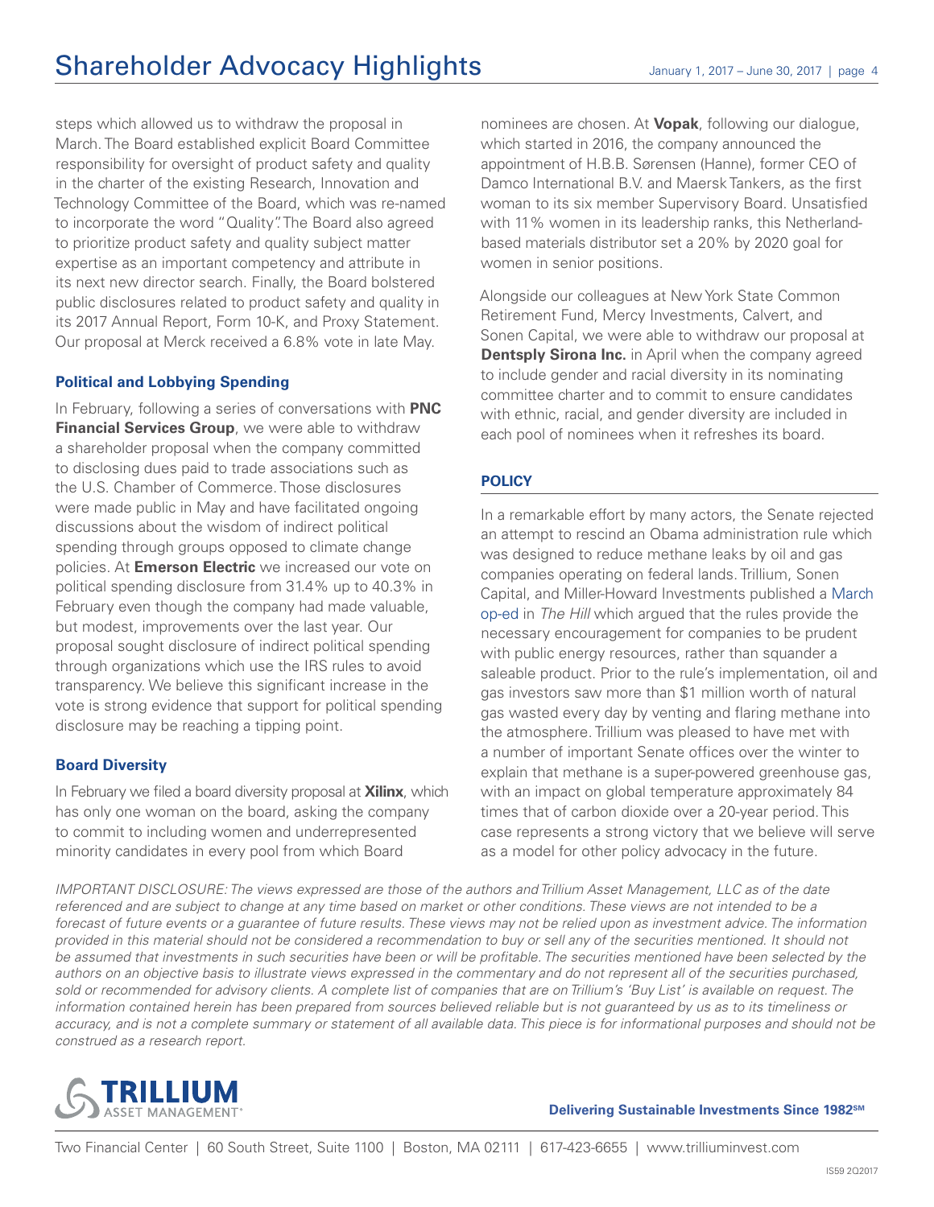steps which allowed us to withdraw the proposal in March. The Board established explicit Board Committee responsibility for oversight of product safety and quality in the charter of the existing Research, Innovation and Technology Committee of the Board, which was re-named to incorporate the word "Quality". The Board also agreed to prioritize product safety and quality subject matter expertise as an important competency and attribute in its next new director search. Finally, the Board bolstered public disclosures related to product safety and quality in its 2017 Annual Report, Form 10-K, and Proxy Statement. Our proposal at Merck received a 6.8% vote in late May.

### Political and Lobbying Spending

In February, following a series of conversations with **PNC Financial Services Group**, we were able to withdraw a shareholder proposal when the company committed to disclosing dues paid to trade associations such as the U.S. Chamber of Commerce. Those disclosures were made public in May and have facilitated ongoing discussions about the wisdom of indirect political spending through groups opposed to climate change policies. At **Emerson Electric** we increased our vote on political spending disclosure from 31.4% up to 40.3% in February even though the company had made valuable, but modest, improvements over the last year. Our proposal sought disclosure of indirect political spending through organizations which use the IRS rules to avoid transparency. We believe this significant increase in the vote is strong evidence that support for political spending disclosure may be reaching a tipping point.

### Board Diversity

In February we filed a board diversity proposal at **Xilinx**, which has only one woman on the board, asking the company to commit to including women and underrepresented minority candidates in every pool from which Board nominees are chosen. At **Vopak**, following our dialogue, which started in 2016, the company announced the appointment of H.B.B. Sørensen (Hanne), former CEO of Damco International B.V. and Maersk Tankers, as the first woman to its six member Supervisory Board. Unsatisfied with 11% women in its leadership ranks, this Netherland-based materials distributor set a 20% by 2020 goal for women in senior positions.

Alongside our colleagues at New York State Common Retirement Fund, Mercy Investments, Calvert, and Sonen Capital, we were able to withdraw our proposal at **Dentsply Sirona Inc.** in April when the company agreed to include gender and racial diversity in its nominating committee charter and to commit to ensure candidates with ethnic, racial, and gender diversity are included in each pool of nominees when it refreshes its board.

## POLICY

In a remarkable effort by many actors, the Senate rejected an attempt to rescind an Obama administration rule which was designed to reduce methane leaks by oil and gas companies operating on federal lands. Trillium, Sonen Capital, and Miller-Howard Investments published a March op-ed in *The Hill* which argued that the rules provide the necessary encouragement for companies to be prudent with public energy resources, rather than squander a saleable product. Prior to the rule's implementation, oil and gas investors saw more than $1 million worth of natural gas wasted every day by venting and flaring methane into the atmosphere. Trillium was pleased to have met with a number of important Senate offices over the winter to explain that methane is a super-powered greenhouse gas, with an impact on global temperature approximately 84 times that of carbon dioxide over a 20-year period. This case represents a strong victory that we believe will serve as a model for other policy advocacy in the future.

*IMPORTANT DISCLOSURE: The views expressed are those of the authors and Trillium Asset Management, LLC as of the date referenced and are subject to change at any time based on market or other conditions. These views are not intended to be a forecast of future events or a guarantee of future results. These views may not be relied upon as investment advice. The information provided in this material should not be considered a recommendation to buy or sell any of the securities mentioned. It should not be assumed that investments in such securities have been or will be profitable. The securities mentioned have been selected by the authors on an objective basis to illustrate views expressed in the commentary and do not represent all of the securities purchased, sold or recommended for advisory clients. A complete list of companies that are on Trillium's 'Buy List' is available on request. The information contained herein has been prepared from sources believed reliable but is not guaranteed by us as to its timeliness or accuracy, and is not a complete summary or statement of all available data. This piece is for informational purposes and should not be construed as a research report.*

TRILLIUM ASSET MANAGEMENT®

**Delivering Sustainable Investments Since 1982℠**

Two Financial Center | 60 South Street, Suite 1100 | Boston, MA 02111 | 617-423-6655 | www.trilliuminvest.com

IS59 2Q2017